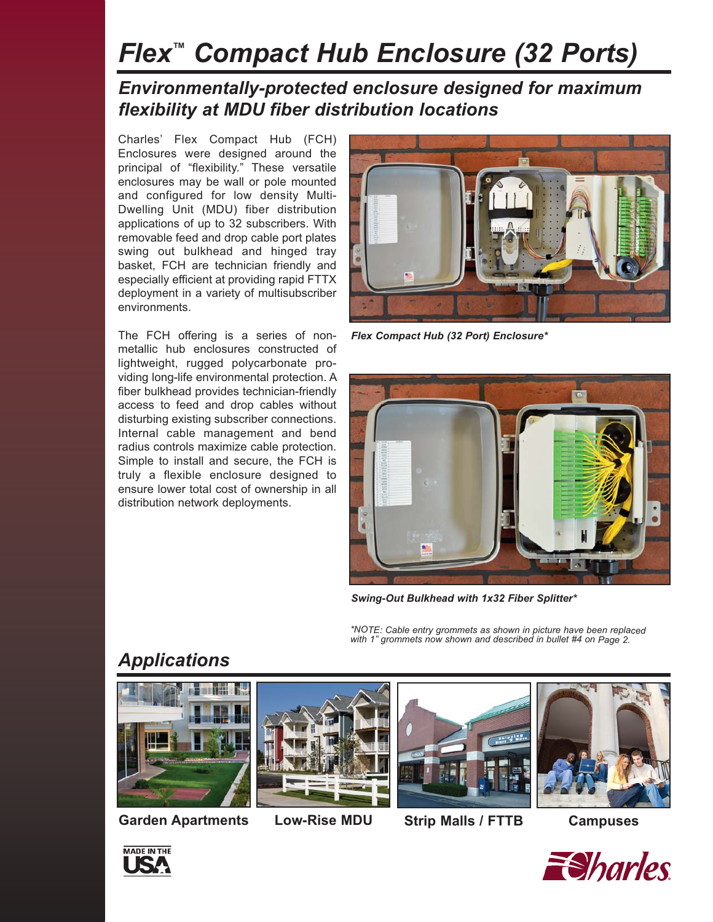# Flex™ Compact Hub Enclosure (32 Ports)

## *Environmentally-protected enclosure designed for maximum flexibility at MDU fiber distribution locations*

Charles' Flex Compact Hub (FCH) Enclosures were designed around the principal of "flexibility." These versatile enclosures may be wall or pole mounted and configured for low density Multi-Dwelling Unit (MDU) fiber distribution applications of up to 32 subscribers. With removable feed and drop cable port plates swing out bulkhead and hinged tray basket, FCH are technician friendly and especially efficient at providing rapid FTTX deployment in a variety of multisubscriber environments.

The FCH offering is a series of non-metallic hub enclosures constructed of lightweight, rugged polycarbonate providing long-life environmental protection. A fiber bulkhead provides technician-friendly access to feed and drop cables without disturbing existing subscriber connections. Internal cable management and bend radius controls maximize cable protection. Simple to install and secure, the FCH is truly a flexible enclosure designed to ensure lower total cost of ownership in all distribution network deployments.

*Flex Compact Hub (32 Port) Enclosure**

*Swing-Out Bulkhead with 1x32 Fiber Splitter**

*\*NOTE: Cable entry grommets as shown in picture have been replaced with 1" grommets now shown and described in bullet #4 on Page 2.*

## *Applications*

**Garden Apartments** | **Low-Rise MDU** | **Strip Malls / FTTB** | **Campuses**

MADE IN THE USA

Charles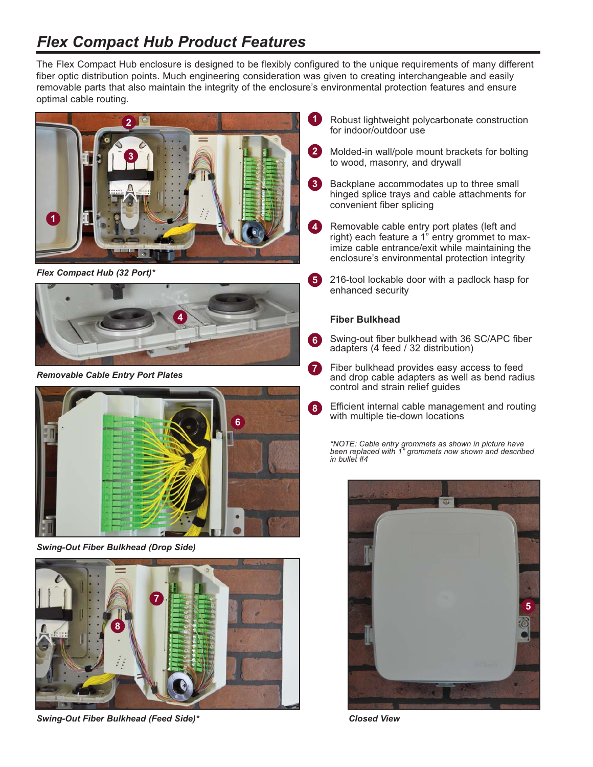# Flex Compact Hub Product Features

The Flex Compact Hub enclosure is designed to be flexibly configured to the unique requirements of many different fiber optic distribution points. Much engineering consideration was given to creating interchangeable and easily removable parts that also maintain the integrity of the enclosure's environmental protection features and ensure optimal cable routing.

*Flex Compact Hub (32 Port)**

*Removable Cable Entry Port Plates*

*Swing-Out Fiber Bulkhead (Drop Side)*

*Swing-Out Fiber Bulkhead (Feed Side)**

1. Robust lightweight polycarbonate construction for indoor/outdoor use
2. Molded-in wall/pole mount brackets for bolting to wood, masonry, and drywall
3. Backplane accommodates up to three small hinged splice trays and cable attachments for convenient fiber splicing
4. Removable cable entry port plates (left and right) each feature a 1" entry grommet to maximize cable entrance/exit while maintaining the enclosure's environmental protection integrity
5. 216-tool lockable door with a padlock hasp for enhanced security

**Fiber Bulkhead**

6. Swing-out fiber bulkhead with 36 SC/APC fiber adapters (4 feed / 32 distribution)
7. Fiber bulkhead provides easy access to feed and drop cable adapters as well as bend radius control and strain relief guides
8. Efficient internal cable management and routing with multiple tie-down locations

**NOTE: Cable entry grommets as shown in picture have been replaced with 1" grommets now shown and described in bullet #4*

*Closed View*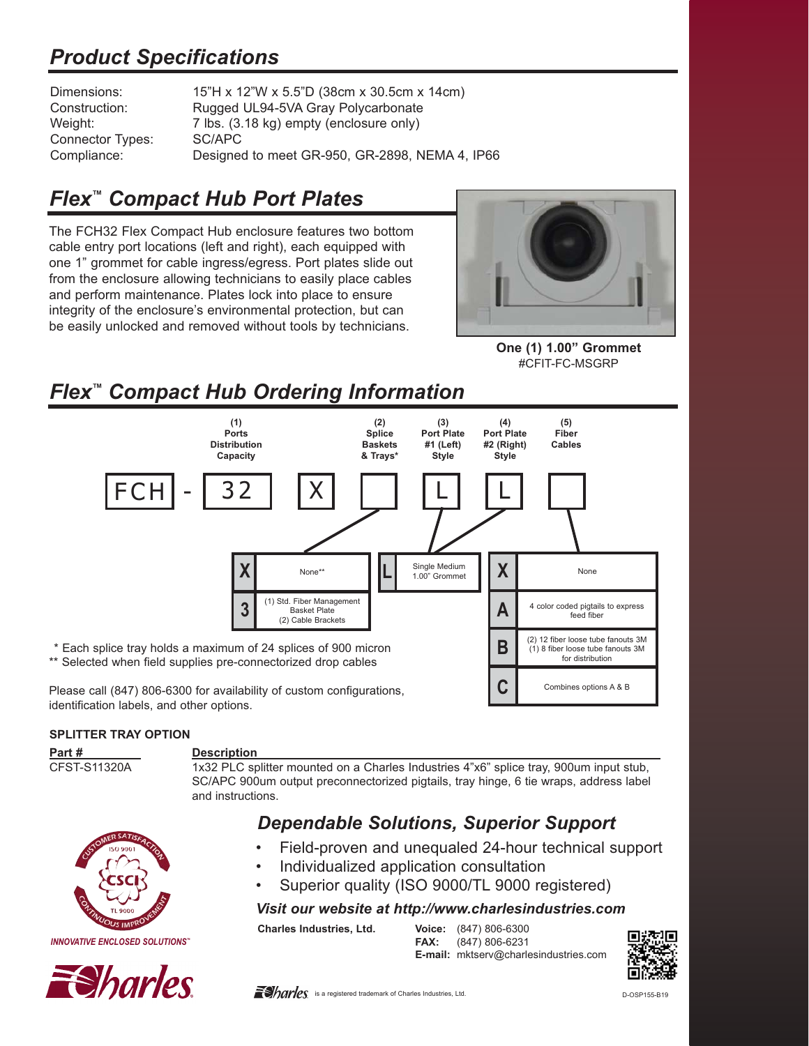## Product Specifications

| | |
|---|---|
| Dimensions: | 15"H x 12"W x 5.5"D (38cm x 30.5cm x 14cm) |
| Construction: | Rugged UL94-5VA Gray Polycarbonate |
| Weight: | 7 lbs. (3.18 kg) empty (enclosure only) |
| Connector Types: | SC/APC |
| Compliance: | Designed to meet GR-950, GR-2898, NEMA 4, IP66 |

## Flex™ Compact Hub Port Plates

The FCH32 Flex Compact Hub enclosure features two bottom cable entry port locations (left and right), each equipped with one 1" grommet for cable ingress/egress. Port plates slide out from the enclosure allowing technicians to easily place cables and perform maintenance. Plates lock into place to ensure integrity of the enclosure's environmental protection, but can be easily unlocked and removed without tools by technicians.

**One (1) 1.00" Grommet**
#CFIT-FC-MSGRP

## Flex™ Compact Hub Ordering Information

FCH - 32 X [ ] L L [ ]

| | (1) Ports Distribution Capacity | | (2) Splice Baskets & Trays* | (3) Port Plate #1 (Left) Style | (4) Port Plate #2 (Right) Style | (5) Fiber Cables |
|---|---|---|---|---|---|---|
| FCH | 32 | X | | L | L | |

**(2) Splice Baskets & Trays***

| | |
|---|---|
| X | None** |
| 3 | (1) Std. Fiber Management Basket Plate (2) Cable Brackets |

**(3)/(4) Port Plate Style**

| | |
|---|---|
| L | Single Medium 1.00" Grommet |

**(5) Fiber Cables**

| | |
|---|---|
| X | None |
| A | 4 color coded pigtails to express feed fiber |
| B | (2) 12 fiber loose tube fanouts 3M (1) 8 fiber loose tube fanouts 3M for distribution |
| C | Combines options A & B |

\* Each splice tray holds a maximum of 24 splices of 900 micron
\*\* Selected when field supplies pre-connectorized drop cables

Please call (847) 806-6300 for availability of custom configurations, identification labels, and other options.

### SPLITTER TRAY OPTION

| Part # | Description |
|---|---|
| CFST-S11320A | 1x32 PLC splitter mounted on a Charles Industries 4"x6" splice tray, 900um input stub, SC/APC 900um output preconnectorized pigtails, tray hinge, 6 tie wraps, address label and instructions. |

CUSTOMER SATISFACTION ISO 9001 CSCI TL 9000 CONTINUOUS IMPROVEMENT

*INNOVATIVE ENCLOSED SOLUTIONS™*

## Dependable Solutions, Superior Support

- Field-proven and unequaled 24-hour technical support
- Individualized application consultation
- Superior quality (ISO 9000/TL 9000 registered)

***Visit our website at http://www.charlesindustries.com***

**Charles Industries, Ltd.**

**Voice:** (847) 806-6300
**FAX:** (847) 806-6231
**E-mail:** mktserv@charlesindustries.com

Charles is a registered trademark of Charles Industries, Ltd.

D-OSP155-B19